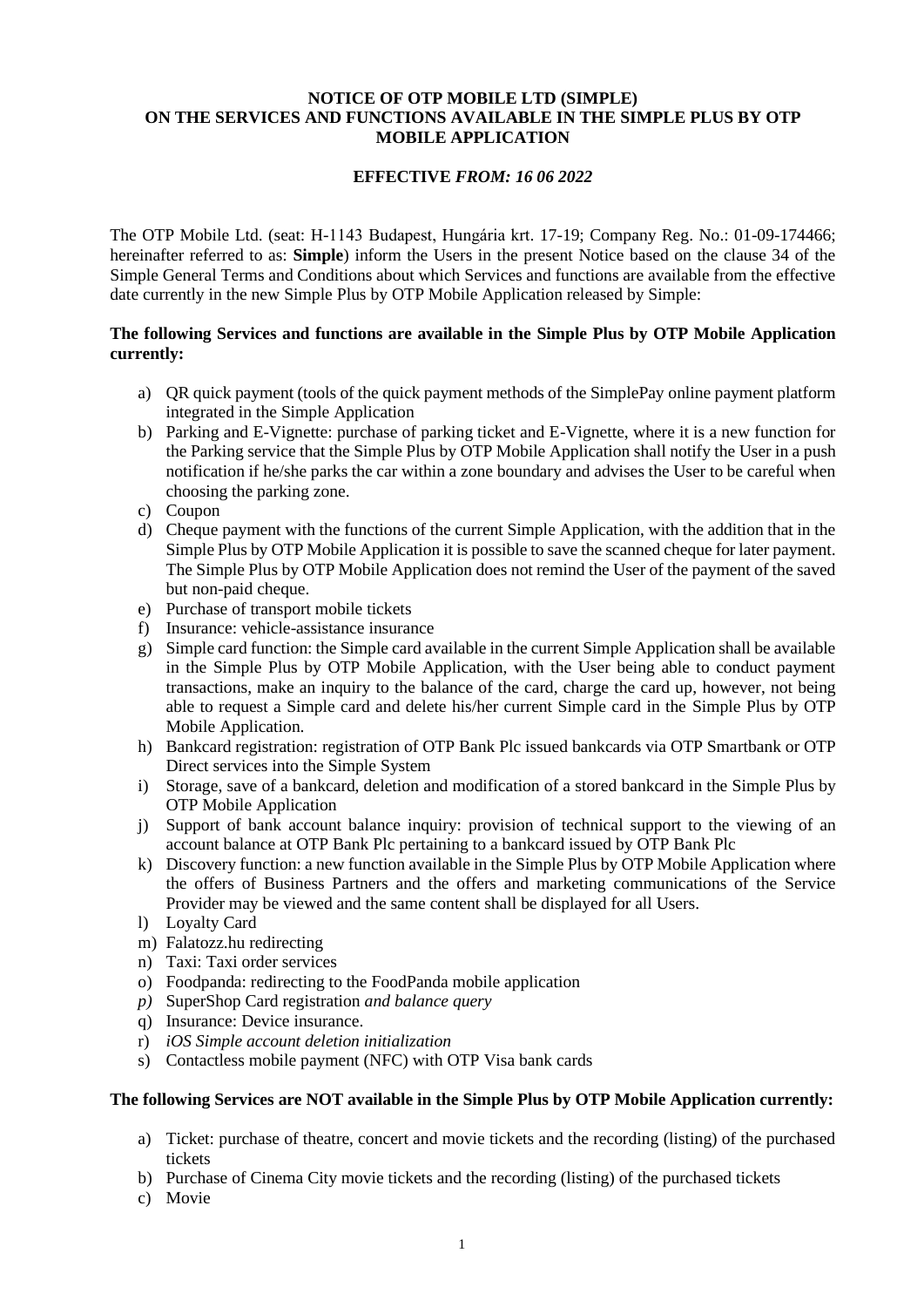**NOTICE OF OTP MOBILE LTD (SIMPLE)**
**ON THE SERVICES AND FUNCTIONS AVAILABLE IN THE SIMPLE PLUS BY OTP MOBILE APPLICATION**

**EFFECTIVE *FROM: 16 06 2022***

The OTP Mobile Ltd. (seat: H-1143 Budapest, Hungária krt. 17-19; Company Reg. No.: 01-09-174466; hereinafter referred to as: **Simple**) inform the Users in the present Notice based on the clause 34 of the Simple General Terms and Conditions about which Services and functions are available from the effective date currently in the new Simple Plus by OTP Mobile Application released by Simple:

**The following Services and functions are available in the Simple Plus by OTP Mobile Application currently:**

a) QR quick payment (tools of the quick payment methods of the SimplePay online payment platform integrated in the Simple Application
b) Parking and E-Vignette: purchase of parking ticket and E-Vignette, where it is a new function for the Parking service that the Simple Plus by OTP Mobile Application shall notify the User in a push notification if he/she parks the car within a zone boundary and advises the User to be careful when choosing the parking zone.
c) Coupon
d) Cheque payment with the functions of the current Simple Application, with the addition that in the Simple Plus by OTP Mobile Application it is possible to save the scanned cheque for later payment. The Simple Plus by OTP Mobile Application does not remind the User of the payment of the saved but non-paid cheque.
e) Purchase of transport mobile tickets
f) Insurance: vehicle-assistance insurance
g) Simple card function: the Simple card available in the current Simple Application shall be available in the Simple Plus by OTP Mobile Application, with the User being able to conduct payment transactions, make an inquiry to the balance of the card, charge the card up, however, not being able to request a Simple card and delete his/her current Simple card in the Simple Plus by OTP Mobile Application.
h) Bankcard registration: registration of OTP Bank Plc issued bankcards via OTP Smartbank or OTP Direct services into the Simple System
i) Storage, save of a bankcard, deletion and modification of a stored bankcard in the Simple Plus by OTP Mobile Application
j) Support of bank account balance inquiry: provision of technical support to the viewing of an account balance at OTP Bank Plc pertaining to a bankcard issued by OTP Bank Plc
k) Discovery function: a new function available in the Simple Plus by OTP Mobile Application where the offers of Business Partners and the offers and marketing communications of the Service Provider may be viewed and the same content shall be displayed for all Users.
l) Loyalty Card
m) Falatozz.hu redirecting
n) Taxi: Taxi order services
o) Foodpanda: redirecting to the FoodPanda mobile application
*p)* SuperShop Card registration *and balance query*
q) Insurance: Device insurance.
r) *iOS Simple account deletion initialization*
s) Contactless mobile payment (NFC) with OTP Visa bank cards

**The following Services are NOT available in the Simple Plus by OTP Mobile Application currently:**

a) Ticket: purchase of theatre, concert and movie tickets and the recording (listing) of the purchased tickets
b) Purchase of Cinema City movie tickets and the recording (listing) of the purchased tickets
c) Movie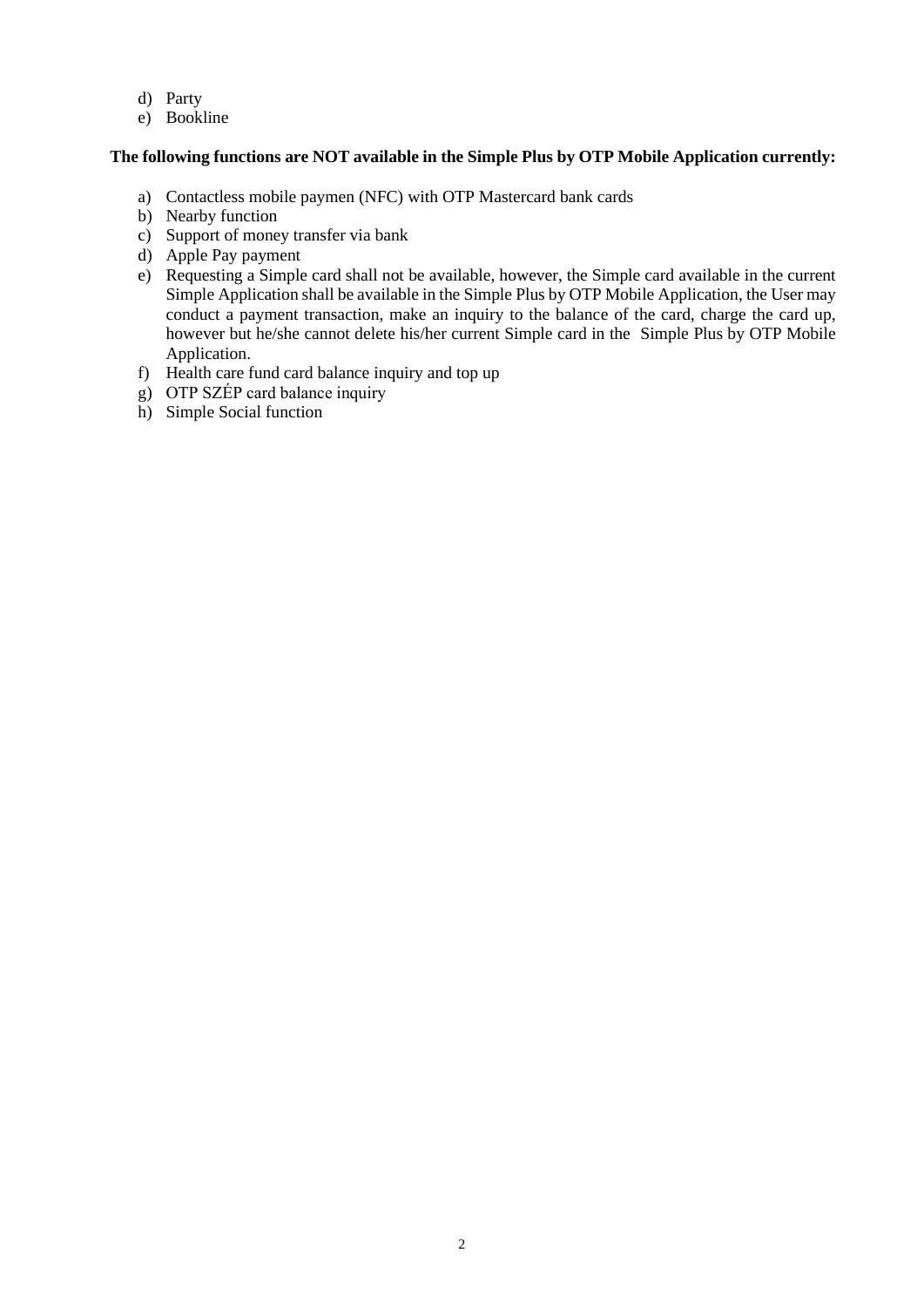d) Party
e) Bookline

**The following functions are NOT available in the Simple Plus by OTP Mobile Application currently:**

a) Contactless mobile paymen (NFC) with OTP Mastercard bank cards
b) Nearby function
c) Support of money transfer via bank
d) Apple Pay payment
e) Requesting a Simple card shall not be available, however, the Simple card available in the current Simple Application shall be available in the Simple Plus by OTP Mobile Application, the User may conduct a payment transaction, make an inquiry to the balance of the card, charge the card up, however but he/she cannot delete his/her current Simple card in the Simple Plus by OTP Mobile Application.
f) Health care fund card balance inquiry and top up
g) OTP SZÉP card balance inquiry
h) Simple Social function